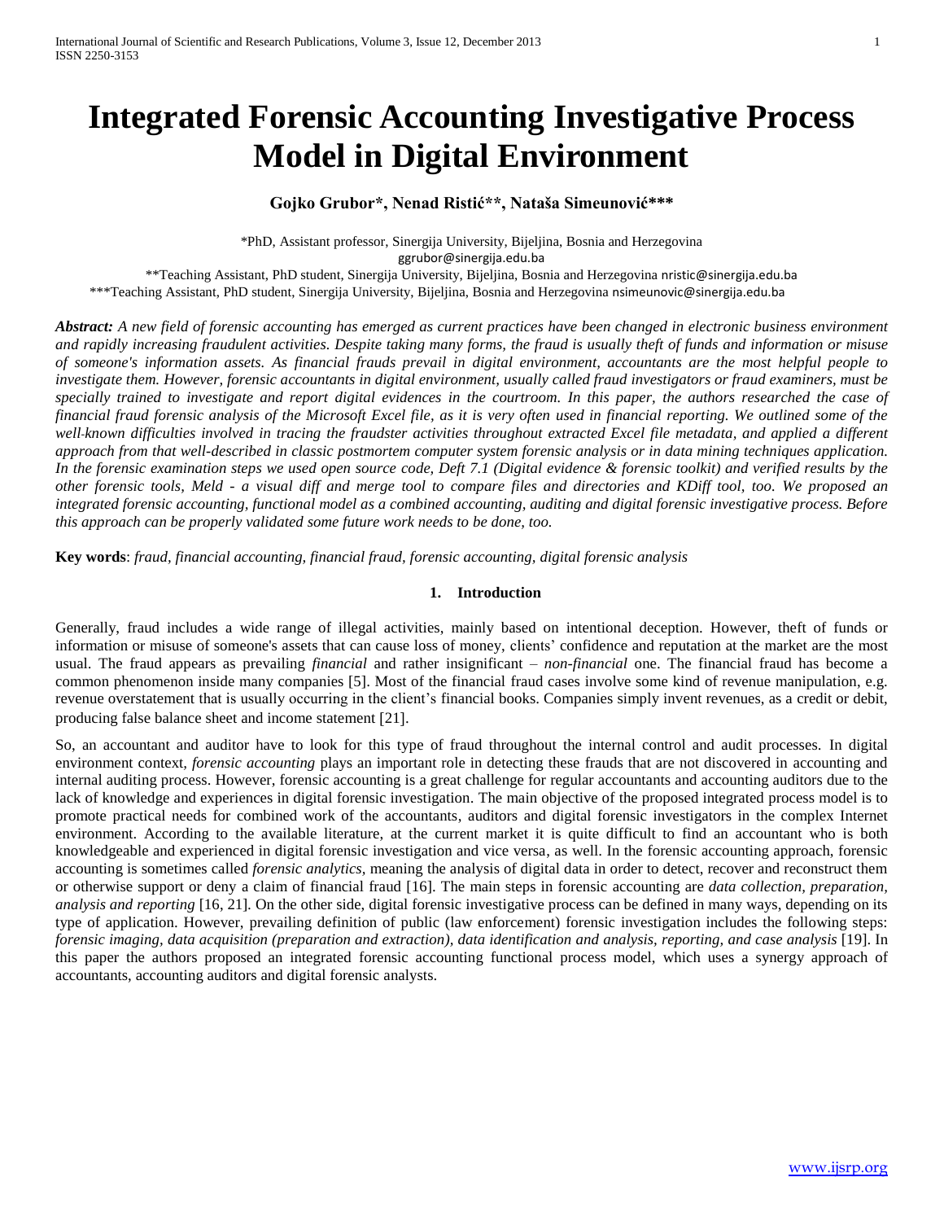# Integrated Forensic Accounting Investigative Process Model in Digital Environment

**Gojko Grubor\*, Nenad Ristić\*\*, Nataša Simeunović\*\*\***

\*PhD, Assistant professor, Sinergija University, Bijeljina, Bosnia and Herzegovina
ggrubor@sinergija.edu.ba

\*\*Teaching Assistant, PhD student, Sinergija University, Bijeljina, Bosnia and Herzegovina nristic@sinergija.edu.ba

\*\*\*Teaching Assistant, PhD student, Sinergija University, Bijeljina, Bosnia and Herzegovina nsimeunovic@sinergija.edu.ba

***Abstract:*** *A new field of forensic accounting has emerged as current practices have been changed in electronic business environment and rapidly increasing fraudulent activities. Despite taking many forms, the fraud is usually theft of funds and information or misuse of someone's information assets. As financial frauds prevail in digital environment, accountants are the most helpful people to investigate them. However, forensic accountants in digital environment, usually called fraud investigators or fraud examiners, must be specially trained to investigate and report digital evidences in the courtroom. In this paper, the authors researched the case of financial fraud forensic analysis of the Microsoft Excel file, as it is very often used in financial reporting. We outlined some of the well-known difficulties involved in tracing the fraudster activities throughout extracted Excel file metadata, and applied a different approach from that well-described in classic postmortem computer system forensic analysis or in data mining techniques application. In the forensic examination steps we used open source code, Deft 7.1 (Digital evidence & forensic toolkit) and verified results by the other forensic tools, Meld - a visual diff and merge tool to compare files and directories and KDiff tool, too. We proposed an integrated forensic accounting, functional model as a combined accounting, auditing and digital forensic investigative process. Before this approach can be properly validated some future work needs to be done, too.*

**Key words**: *fraud, financial accounting, financial fraud, forensic accounting, digital forensic analysis*

## 1. Introduction

Generally, fraud includes a wide range of illegal activities, mainly based on intentional deception. However, theft of funds or information or misuse of someone's assets that can cause loss of money, clients' confidence and reputation at the market are the most usual. The fraud appears as prevailing *financial* and rather insignificant – *non-financial* one. The financial fraud has become a common phenomenon inside many companies [5]. Most of the financial fraud cases involve some kind of revenue manipulation, e.g. revenue overstatement that is usually occurring in the client's financial books. Companies simply invent revenues, as a credit or debit, producing false balance sheet and income statement [21].

So, an accountant and auditor have to look for this type of fraud throughout the internal control and audit processes. In digital environment context, *forensic accounting* plays an important role in detecting these frauds that are not discovered in accounting and internal auditing process. However, forensic accounting is a great challenge for regular accountants and accounting auditors due to the lack of knowledge and experiences in digital forensic investigation. The main objective of the proposed integrated process model is to promote practical needs for combined work of the accountants, auditors and digital forensic investigators in the complex Internet environment. According to the available literature, at the current market it is quite difficult to find an accountant who is both knowledgeable and experienced in digital forensic investigation and vice versa, as well. In the forensic accounting approach, forensic accounting is sometimes called *forensic analytics,* meaning the analysis of digital data in order to detect, recover and reconstruct them or otherwise support or deny a claim of financial fraud [16]. The main steps in forensic accounting are *data collection, preparation, analysis and reporting* [16, 21]. On the other side, digital forensic investigative process can be defined in many ways, depending on its type of application. However, prevailing definition of public (law enforcement) forensic investigation includes the following steps: *forensic imaging, data acquisition (preparation and extraction), data identification and analysis, reporting, and case analysis* [19]. In this paper the authors proposed an integrated forensic accounting functional process model, which uses a synergy approach of accountants, accounting auditors and digital forensic analysts.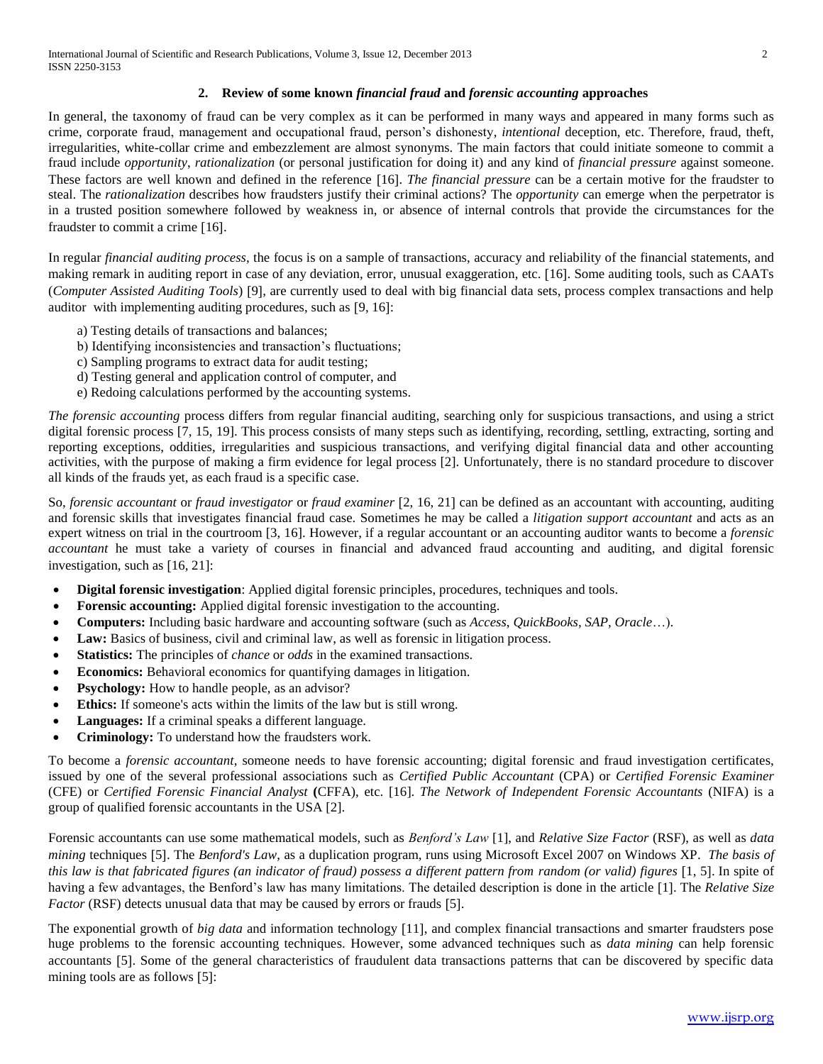## 2. Review of some known *financial fraud* and *forensic accounting* approaches

In general, the taxonomy of fraud can be very complex as it can be performed in many ways and appeared in many forms such as crime, corporate fraud, management and occupational fraud, person's dishonesty, *intentional* deception, etc. Therefore, fraud, theft, irregularities, white-collar crime and embezzlement are almost synonyms. The main factors that could initiate someone to commit a fraud include *opportunity*, *rationalization* (or personal justification for doing it) and any kind of *financial pressure* against someone. These factors are well known and defined in the reference [16]. *The financial pressure* can be a certain motive for the fraudster to steal. The *rationalization* describes how fraudsters justify their criminal actions? The *opportunity* can emerge when the perpetrator is in a trusted position somewhere followed by weakness in, or absence of internal controls that provide the circumstances for the fraudster to commit a crime [16].

In regular *financial auditing process,* the focus is on a sample of transactions, accuracy and reliability of the financial statements, and making remark in auditing report in case of any deviation, error, unusual exaggeration, etc. [16]. Some auditing tools, such as CAATs (*Computer Assisted Auditing Tools*) [9], are currently used to deal with big financial data sets, process complex transactions and help auditor with implementing auditing procedures, such as [9, 16]:

a) Testing details of transactions and balances;
b) Identifying inconsistencies and transaction's fluctuations;
c) Sampling programs to extract data for audit testing;
d) Testing general and application control of computer, and
e) Redoing calculations performed by the accounting systems.

*The forensic accounting* process differs from regular financial auditing, searching only for suspicious transactions, and using a strict digital forensic process [7, 15, 19]. This process consists of many steps such as identifying, recording, settling, extracting, sorting and reporting exceptions, oddities, irregularities and suspicious transactions, and verifying digital financial data and other accounting activities, with the purpose of making a firm evidence for legal process [2]. Unfortunately, there is no standard procedure to discover all kinds of the frauds yet, as each fraud is a specific case.

So, *forensic accountant* or *fraud investigator* or *fraud examiner* [2, 16, 21] can be defined as an accountant with accounting, auditing and forensic skills that investigates financial fraud case. Sometimes he may be called a *litigation support accountant* and acts as an expert witness on trial in the courtroom [3, 16]. However, if a regular accountant or an accounting auditor wants to become a *forensic accountant* he must take a variety of courses in financial and advanced fraud accounting and auditing, and digital forensic investigation, such as [16, 21]:

- **Digital forensic investigation**: Applied digital forensic principles, procedures, techniques and tools.
- **Forensic accounting:** Applied digital forensic investigation to the accounting.
- **Computers:** Including basic hardware and accounting software (such as *Access, QuickBooks, SAP, Oracle*…).
- **Law:** Basics of business, civil and criminal law, as well as forensic in litigation process.
- **Statistics:** The principles of *chance* or *odds* in the examined transactions.
- **Economics:** Behavioral economics for quantifying damages in litigation.
- **Psychology:** How to handle people, as an advisor?
- **Ethics:** If someone's acts within the limits of the law but is still wrong.
- **Languages:** If a criminal speaks a different language.
- **Criminology:** To understand how the fraudsters work.

To become a *forensic accountant*, someone needs to have forensic accounting; digital forensic and fraud investigation certificates, issued by one of the several professional associations such as *Certified Public Accountant* (CPA) or *Certified Forensic Examiner* (CFE) or *Certified Forensic Financial Analyst* **(**CFFA), etc. [16]. *The Network of Independent Forensic Accountants* (NIFA) is a group of qualified forensic accountants in the USA [2].

Forensic accountants can use some mathematical models, such as *Benford's Law* [1], and *Relative Size Factor* (RSF), as well as *data mining* techniques [5]. The *Benford's Law*, as a duplication program, runs using Microsoft Excel 2007 on Windows XP. *The basis of this law is that fabricated figures (an indicator of fraud) possess a different pattern from random (or valid) figures* [1, 5]. In spite of having a few advantages, the Benford's law has many limitations. The detailed description is done in the article [1]. The *Relative Size Factor* (RSF) detects unusual data that may be caused by errors or frauds [5].

The exponential growth of *big data* and information technology [11], and complex financial transactions and smarter fraudsters pose huge problems to the forensic accounting techniques. However, some advanced techniques such as *data mining* can help forensic accountants [5]. Some of the general characteristics of fraudulent data transactions patterns that can be discovered by specific data mining tools are as follows [5]: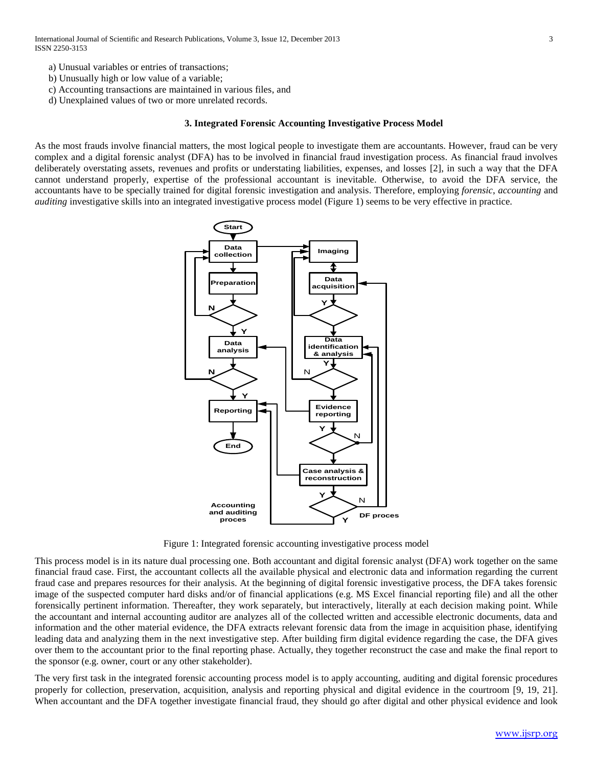a) Unusual variables or entries of transactions;
b) Unusually high or low value of a variable;
c) Accounting transactions are maintained in various files, and
d) Unexplained values of two or more unrelated records.

### 3. Integrated Forensic Accounting Investigative Process Model

As the most frauds involve financial matters, the most logical people to investigate them are accountants. However, fraud can be very complex and a digital forensic analyst (DFA) has to be involved in financial fraud investigation process. As financial fraud involves deliberately overstating assets, revenues and profits or understating liabilities, expenses, and losses [2], in such a way that the DFA cannot understand properly, expertise of the professional accountant is inevitable. Otherwise, to avoid the DFA service, the accountants have to be specially trained for digital forensic investigation and analysis. Therefore, employing *forensic, accounting* and *auditing* investigative skills into an integrated investigative process model (Figure 1) seems to be very effective in practice.

Figure 1: Integrated forensic accounting investigative process model

This process model is in its nature dual processing one. Both accountant and digital forensic analyst (DFA) work together on the same financial fraud case. First, the accountant collects all the available physical and electronic data and information regarding the current fraud case and prepares resources for their analysis. At the beginning of digital forensic investigative process, the DFA takes forensic image of the suspected computer hard disks and/or of financial applications (e.g. MS Excel financial reporting file) and all the other forensically pertinent information. Thereafter, they work separately, but interactively, literally at each decision making point. While the accountant and internal accounting auditor are analyzes all of the collected written and accessible electronic documents, data and information and the other material evidence, the DFA extracts relevant forensic data from the image in acquisition phase, identifying leading data and analyzing them in the next investigative step. After building firm digital evidence regarding the case, the DFA gives over them to the accountant prior to the final reporting phase. Actually, they together reconstruct the case and make the final report to the sponsor (e.g. owner, court or any other stakeholder).

The very first task in the integrated forensic accounting process model is to apply accounting, auditing and digital forensic procedures properly for collection, preservation, acquisition, analysis and reporting physical and digital evidence in the courtroom [9, 19, 21]. When accountant and the DFA together investigate financial fraud, they should go after digital and other physical evidence and look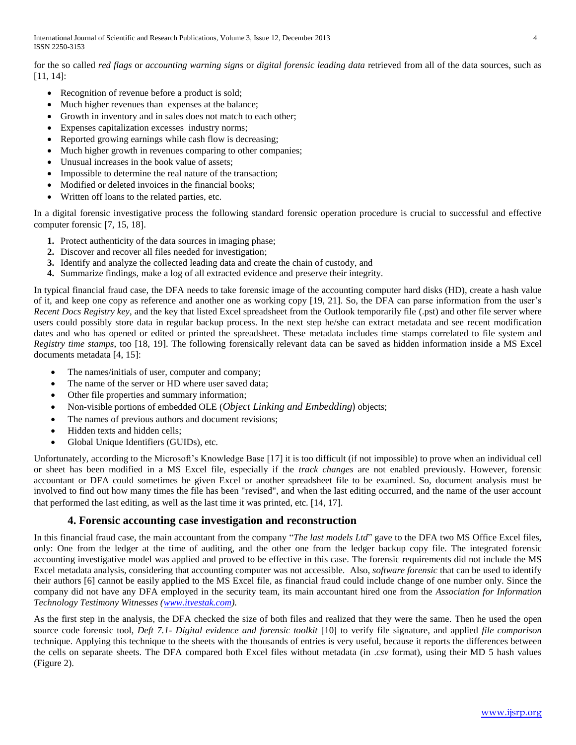for the so called *red flags* or *accounting warning signs* or *digital forensic leading data* retrieved from all of the data sources, such as [11, 14]:

- Recognition of revenue before a product is sold;
- Much higher revenues than expenses at the balance;
- Growth in inventory and in sales does not match to each other;
- Expenses capitalization excesses industry norms;
- Reported growing earnings while cash flow is decreasing;
- Much higher growth in revenues comparing to other companies;
- Unusual increases in the book value of assets;
- Impossible to determine the real nature of the transaction;
- Modified or deleted invoices in the financial books;
- Written off loans to the related parties, etc.

In a digital forensic investigative process the following standard forensic operation procedure is crucial to successful and effective computer forensic [7, 15, 18].

1. Protect authenticity of the data sources in imaging phase;
2. Discover and recover all files needed for investigation;
3. Identify and analyze the collected leading data and create the chain of custody, and
4. Summarize findings, make a log of all extracted evidence and preserve their integrity.

In typical financial fraud case, the DFA needs to take forensic image of the accounting computer hard disks (HD), create a hash value of it, and keep one copy as reference and another one as working copy [19, 21]. So, the DFA can parse information from the user's *Recent Docs Registry key*, and the key that listed Excel spreadsheet from the Outlook temporarily file (.pst) and other file server where users could possibly store data in regular backup process. In the next step he/she can extract metadata and see recent modification dates and who has opened or edited or printed the spreadsheet. These metadata includes time stamps correlated to file system and *Registry time stamps*, too [18, 19]. The following forensically relevant data can be saved as hidden information inside a MS Excel documents metadata [4, 15]:

- The names/initials of user, computer and company;
- The name of the server or HD where user saved data;
- Other file properties and summary information;
- Non-visible portions of embedded OLE (*Object Linking and Embedding*) objects;
- The names of previous authors and document revisions;
- Hidden texts and hidden cells;
- Global Unique Identifiers (GUIDs), etc.

Unfortunately, according to the Microsoft's Knowledge Base [17] it is too difficult (if not impossible) to prove when an individual cell or sheet has been modified in a MS Excel file, especially if the *track changes* are not enabled previously. However, forensic accountant or DFA could sometimes be given Excel or another spreadsheet file to be examined. So, document analysis must be involved to find out how many times the file has been "revised", and when the last editing occurred, and the name of the user account that performed the last editing, as well as the last time it was printed, etc. [14, 17].

## 4. Forensic accounting case investigation and reconstruction

In this financial fraud case, the main accountant from the company "*The last models Ltd*" gave to the DFA two MS Office Excel files, only: One from the ledger at the time of auditing, and the other one from the ledger backup copy file. The integrated forensic accounting investigative model was applied and proved to be effective in this case. The forensic requirements did not include the MS Excel metadata analysis, considering that accounting computer was not accessible. Also, *software forensic* that can be used to identify their authors [6] cannot be easily applied to the MS Excel file, as financial fraud could include change of one number only. Since the company did not have any DFA employed in the security team, its main accountant hired one from the *Association for Information Technology Testimony Witnesses (www.itvestak.com).*

As the first step in the analysis, the DFA checked the size of both files and realized that they were the same. Then he used the open source code forensic tool, *Deft 7.1- Digital evidence and forensic toolkit* [10] to verify file signature, and applied *file comparison* technique. Applying this technique to the sheets with the thousands of entries is very useful, because it reports the differences between the cells on separate sheets. The DFA compared both Excel files without metadata (in *.csv* format), using their MD 5 hash values (Figure 2).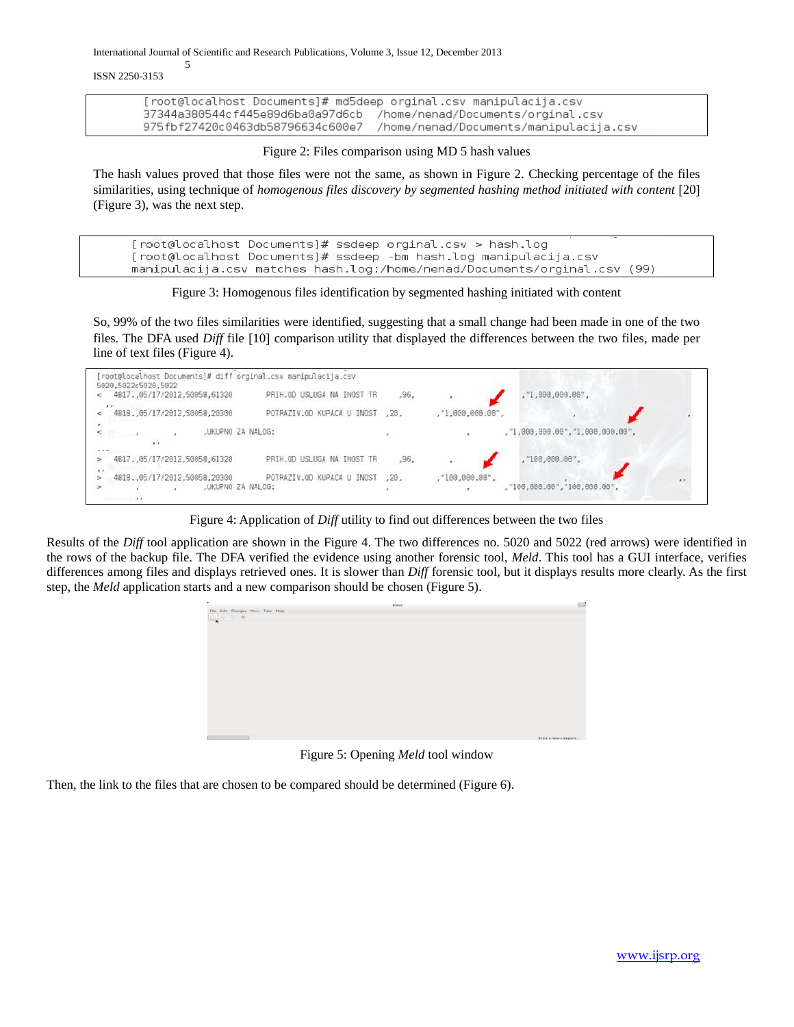```
[root@localhost Documents]# md5deep orginal.csv manipulacija.csv
37344a380544cf445e89d6ba0a97d6cb  /home/nenad/Documents/orginal.csv
975fbf27420c0463db58796634c600e7  /home/nenad/Documents/manipulacija.csv
```

Figure 2: Files comparison using MD 5 hash values

The hash values proved that those files were not the same, as shown in Figure 2. Checking percentage of the files similarities, using technique of *homogenous files discovery by segmented hashing method initiated with content* [20] (Figure 3), was the next step.

```
[root@localhost Documents]# ssdeep orginal.csv > hash.log
[root@localhost Documents]# ssdeep -bm hash.log manipulacija.csv
manipulacija.csv matches hash.log:/home/nenad/Documents/orginal.csv (99)
```

Figure 3: Homogenous files identification by segmented hashing initiated with content

So, 99% of the two files similarities were identified, suggesting that a small change had been made in one of the two files. The DFA used *Diff* file [10] comparison utility that displayed the differences between the two files, made per line of text files (Figure 4).

```
[root@localhost Documents]# diff orginal.csv manipulacija.csv
5020,5022c5020,5022
<  4817.,05/17/2012,50058,61320    PRIH.OD USLUGA NA INOST TR   ,96,     ,     ,"1,000,000.00",
<  4818.,05/17/2012,50058,20300    POTRAZIV.OD KUPACA U INOST  ,20,    ,"1,000,000.00",
<             ,UKUPNO ZA NALOG:                                   ,"1,000,000.00","1,000,000.00",
---
>  4817.,05/17/2012,50058,61320    PRIH.OD USLUGA NA INOST TR   ,96,     ,     ,"100,000.00",
>  4818.,05/17/2012,50058,20300    POTRAZIV.OD KUPACA U INOST  ,20,    ,"100,000.00",
>             ,UKUPNO ZA NALOG:                                   ,"100,000.00","100,000.00",
```

Figure 4: Application of *Diff* utility to find out differences between the two files

Results of the *Diff* tool application are shown in the Figure 4. The two differences no. 5020 and 5022 (red arrows) were identified in the rows of the backup file. The DFA verified the evidence using another forensic tool, *Meld*. This tool has a GUI interface, verifies differences among files and displays retrieved ones. It is slower than *Diff* forensic tool, but it displays results more clearly. As the first step, the *Meld* application starts and a new comparison should be chosen (Figure 5).

Figure 5: Opening *Meld* tool window

Then, the link to the files that are chosen to be compared should be determined (Figure 6).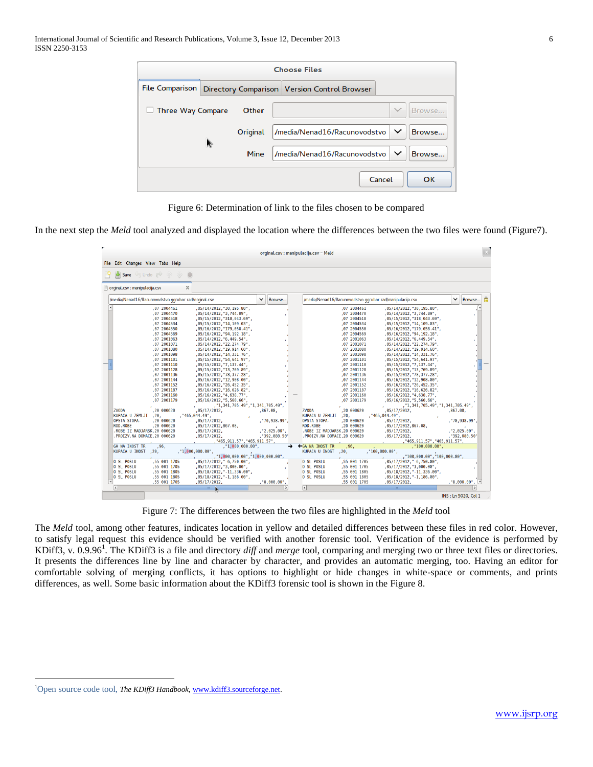Figure 6: Determination of link to the files chosen to be compared

In the next step the *Meld* tool analyzed and displayed the location where the differences between the two files were found (Figure7).

Figure 7: The differences between the two files are highlighted in the *Meld* tool

The *Meld* tool, among other features, indicates location in yellow and detailed differences between these files in red color. However, to satisfy legal request this evidence should be verified with another forensic tool. Verification of the evidence is performed by KDiff3, v. 0.9.96[1]. The KDiff3 is a file and directory *diff* and *merge* tool, comparing and merging two or three text files or directories. It presents the differences line by line and character by character, and provides an automatic merging, too. Having an editor for comfortable solving of merging conflicts, it has options to highlight or hide changes in white-space or comments, and prints differences, as well. Some basic information about the KDiff3 forensic tool is shown in the Figure 8.

---

[1] Open source code tool, *The KDiff3 Handbook*, www.kdiff3.sourceforge.net.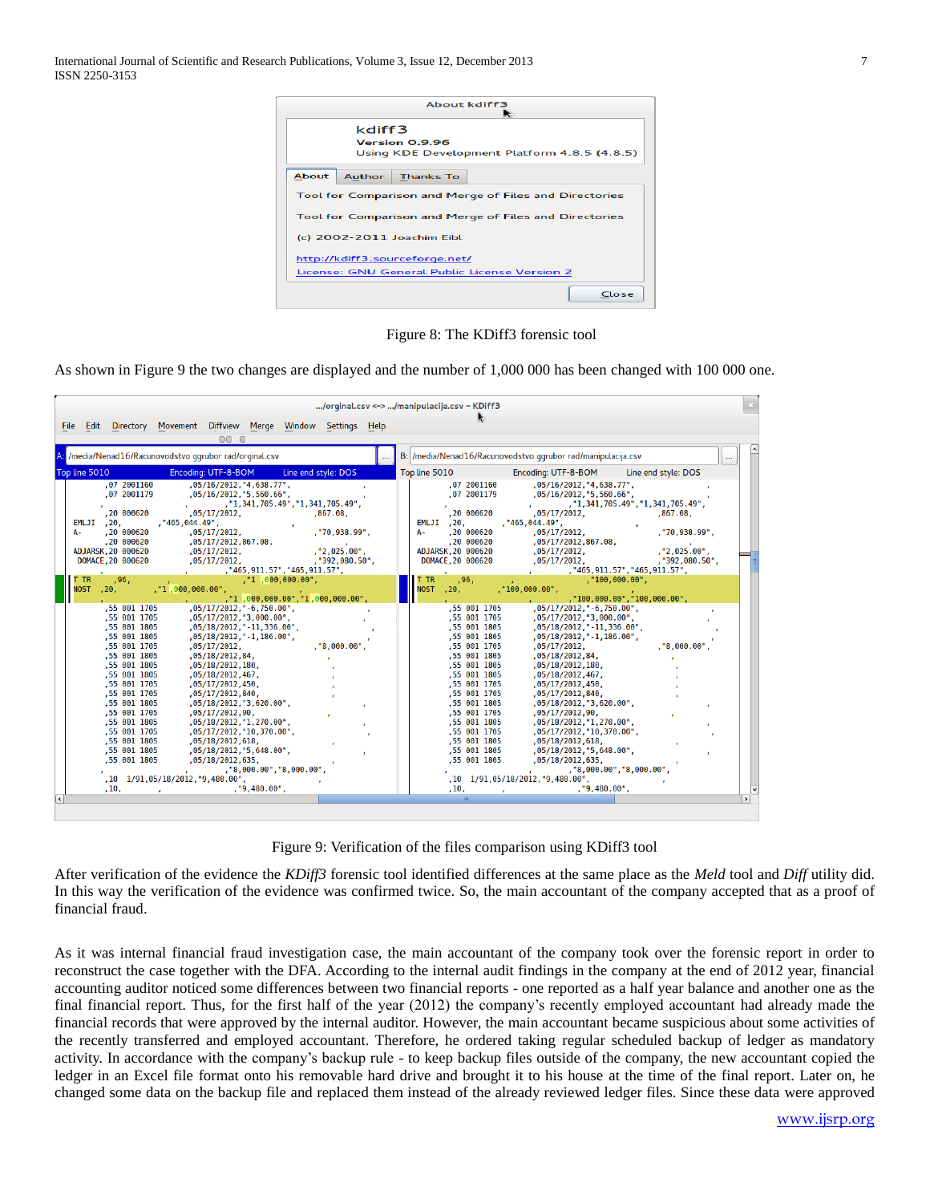Figure 8: The KDiff3 forensic tool

As shown in Figure 9 the two changes are displayed and the number of 1,000 000 has been changed with 100 000 one.

Figure 9: Verification of the files comparison using KDiff3 tool

After verification of the evidence the *KDiff3* forensic tool identified differences at the same place as the *Meld* tool and *Diff* utility did. In this way the verification of the evidence was confirmed twice. So, the main accountant of the company accepted that as a proof of financial fraud.

As it was internal financial fraud investigation case, the main accountant of the company took over the forensic report in order to reconstruct the case together with the DFA. According to the internal audit findings in the company at the end of 2012 year, financial accounting auditor noticed some differences between two financial reports - one reported as a half year balance and another one as the final financial report. Thus, for the first half of the year (2012) the company's recently employed accountant had already made the financial records that were approved by the internal auditor. However, the main accountant became suspicious about some activities of the recently transferred and employed accountant. Therefore, he ordered taking regular scheduled backup of ledger as mandatory activity. In accordance with the company's backup rule - to keep backup files outside of the company, the new accountant copied the ledger in an Excel file format onto his removable hard drive and brought it to his house at the time of the final report. Later on, he changed some data on the backup file and replaced them instead of the already reviewed ledger files. Since these data were approved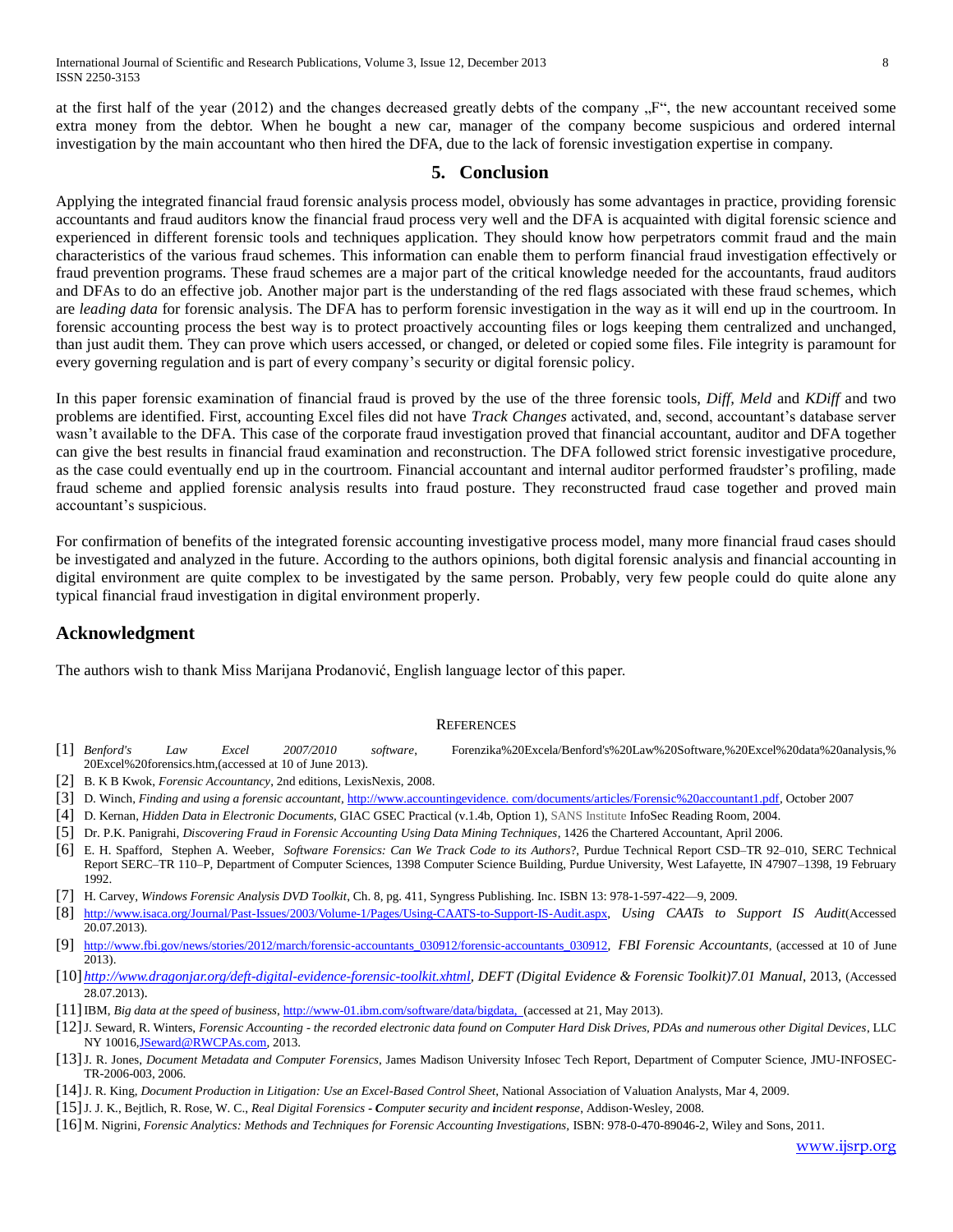at the first half of the year (2012) and the changes decreased greatly debts of the company „F", the new accountant received some extra money from the debtor. When he bought a new car, manager of the company become suspicious and ordered internal investigation by the main accountant who then hired the DFA, due to the lack of forensic investigation expertise in company.

## 5. Conclusion

Applying the integrated financial fraud forensic analysis process model, obviously has some advantages in practice, providing forensic accountants and fraud auditors know the financial fraud process very well and the DFA is acquainted with digital forensic science and experienced in different forensic tools and techniques application. They should know how perpetrators commit fraud and the main characteristics of the various fraud schemes. This information can enable them to perform financial fraud investigation effectively or fraud prevention programs. These fraud schemes are a major part of the critical knowledge needed for the accountants, fraud auditors and DFAs to do an effective job. Another major part is the understanding of the red flags associated with these fraud schemes, which are *leading data* for forensic analysis. The DFA has to perform forensic investigation in the way as it will end up in the courtroom. In forensic accounting process the best way is to protect proactively accounting files or logs keeping them centralized and unchanged, than just audit them. They can prove which users accessed, or changed, or deleted or copied some files. File integrity is paramount for every governing regulation and is part of every company's security or digital forensic policy.

In this paper forensic examination of financial fraud is proved by the use of the three forensic tools, *Diff, Meld* and *KDiff* and two problems are identified. First, accounting Excel files did not have *Track Changes* activated, and, second, accountant's database server wasn't available to the DFA. This case of the corporate fraud investigation proved that financial accountant, auditor and DFA together can give the best results in financial fraud examination and reconstruction. The DFA followed strict forensic investigative procedure, as the case could eventually end up in the courtroom. Financial accountant and internal auditor performed fraudster's profiling, made fraud scheme and applied forensic analysis results into fraud posture. They reconstructed fraud case together and proved main accountant's suspicious.

For confirmation of benefits of the integrated forensic accounting investigative process model, many more financial fraud cases should be investigated and analyzed in the future. According to the authors opinions, both digital forensic analysis and financial accounting in digital environment are quite complex to be investigated by the same person. Probably, very few people could do quite alone any typical financial fraud investigation in digital environment properly.

## Acknowledgment

The authors wish to thank Miss Marijana Prodanović, English language lector of this paper.

## References

[1] *Benford's Law Excel 2007/2010 software*, Forenzika%20Excela/Benford's%20Law%20Software,%20Excel%20data%20analysis,%20Excel%20forensics.htm,(accessed at 10 of June 2013).

[2] B. K B Kwok, *Forensic Accountancy*, 2nd editions, LexisNexis, 2008.

[3] D. Winch, *Finding and using a forensic accountant*, http://www.accountingevidence. com/documents/articles/Forensic%20accountant1.pdf, October 2007

[4] D. Kernan, *Hidden Data in Electronic Documents*, GIAC GSEC Practical (v.1.4b, Option 1), SANS Institute InfoSec Reading Room, 2004.

[5] Dr. P.K. Panigrahi, *Discovering Fraud in Forensic Accounting Using Data Mining Techniques*, 1426 the Chartered Accountant, April 2006.

[6] E. H. Spafford, Stephen A. Weeber, *Software Forensics: Can We Track Code to its Authors*?, Purdue Technical Report CSD–TR 92–010, SERC Technical Report SERC–TR 110–P, Department of Computer Sciences, 1398 Computer Science Building, Purdue University, West Lafayette, IN 47907–1398, 19 February 1992.

[7] H. Carvey, *Windows Forensic Analysis DVD Toolkit*, Ch. 8, pg. 411, Syngress Publishing. Inc. ISBN 13: 978-1-597-422—9, 2009.

[8] http://www.isaca.org/Journal/Past-Issues/2003/Volume-1/Pages/Using-CAATS-to-Support-IS-Audit.aspx, *Using CAATs to Support IS Audit*(Accessed 20.07.2013).

[9] http://www.fbi.gov/news/stories/2012/march/forensic-accountants_030912/forensic-accountants_030912, *FBI Forensic Accountants*, (accessed at 10 of June 2013).

[10] *http://www.dragonjar.org/deft-digital-evidence-forensic-toolkit.xhtml*, *DEFT (Digital Evidence & Forensic Toolkit)7.01 Manual*, 2013, (Accessed 28.07.2013).

[11] IBM, *Big data at the speed of business*, http://www-01.ibm.com/software/data/bigdata, (accessed at 21, May 2013).

[12] J. Seward, R. Winters, *Forensic Accounting - the recorded electronic data found on Computer Hard Disk Drives, PDAs and numerous other Digital Devices*, LLC NY 10016,JSeward@RWCPAs.com, 2013.

[13] J. R. Jones, *Document Metadata and Computer Forensics*, James Madison University Infosec Tech Report, Department of Computer Science, JMU-INFOSEC-TR-2006-003, 2006.

[14] J. R. King, *Document Production in Litigation: Use an Excel-Based Control Sheet*, National Association of Valuation Analysts, Mar 4, 2009.

[15] J. J. K., Bejtlich, R. Rose, W. C., *Real Digital Forensics - Computer security and incident response*, Addison-Wesley, 2008.

[16] M. Nigrini, *Forensic Analytics: Methods and Techniques for Forensic Accounting Investigations*, ISBN: 978-0-470-89046-2, Wiley and Sons, 2011.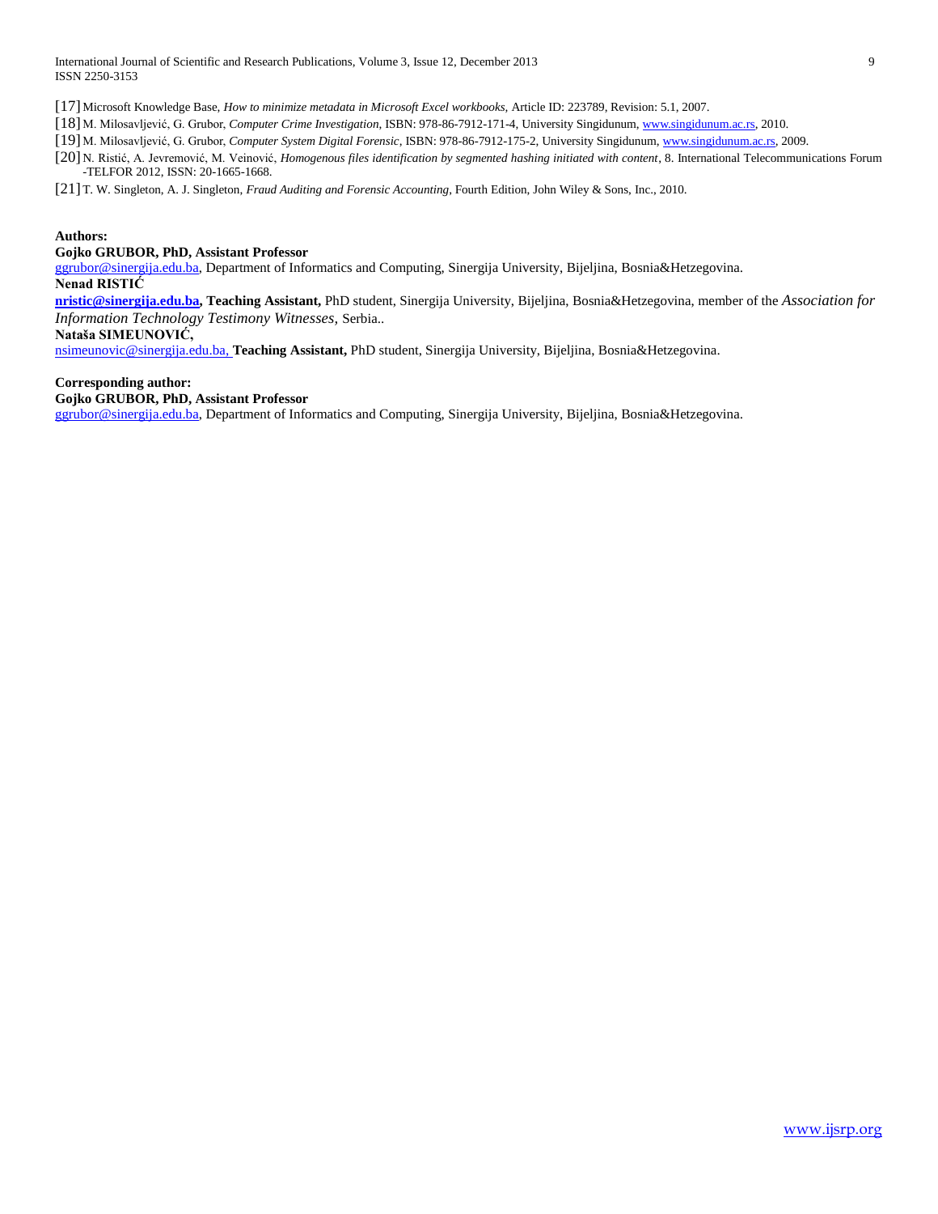[17] Microsoft Knowledge Base, *How to minimize metadata in Microsoft Excel workbooks*, Article ID: 223789, Revision: 5.1, 2007.

[18] M. Milosavljević, G. Grubor, *Computer Crime Investigation*, ISBN: 978-86-7912-171-4, University Singidunum, www.singidunum.ac.rs, 2010.

[19] M. Milosavljević, G. Grubor, *Computer System Digital Forensic*, ISBN: 978-86-7912-175-2, University Singidunum, www.singidunum.ac.rs, 2009.

[20] N. Ristić, A. Jevremović, M. Veinović, *Homogenous files identification by segmented hashing initiated with content*, 8. International Telecommunications Forum -TELFOR 2012, ISSN: 20-1665-1668.

[21] T. W. Singleton, A. J. Singleton, *Fraud Auditing and Forensic Accounting*, Fourth Edition, John Wiley & Sons, Inc., 2010.

**Authors:**

**Gojko GRUBOR, PhD, Assistant Professor**
ggrubor@sinergija.edu.ba, Department of Informatics and Computing, Sinergija University, Bijeljina, Bosnia&Hetzegovina.

**Nenad RISTIĆ**
**nristic@sinergija.edu.ba, Teaching Assistant,** PhD student, Sinergija University, Bijeljina, Bosnia&Hetzegovina, member of the *Association for Information Technology Testimony Witnesses*, Serbia..

**Nataša SIMEUNOVIĆ,**
nsimeunovic@sinergija.edu.ba, **Teaching Assistant,** PhD student, Sinergija University, Bijeljina, Bosnia&Hetzegovina.

**Corresponding author:**

**Gojko GRUBOR, PhD, Assistant Professor**
ggrubor@sinergija.edu.ba, Department of Informatics and Computing, Sinergija University, Bijeljina, Bosnia&Hetzegovina.